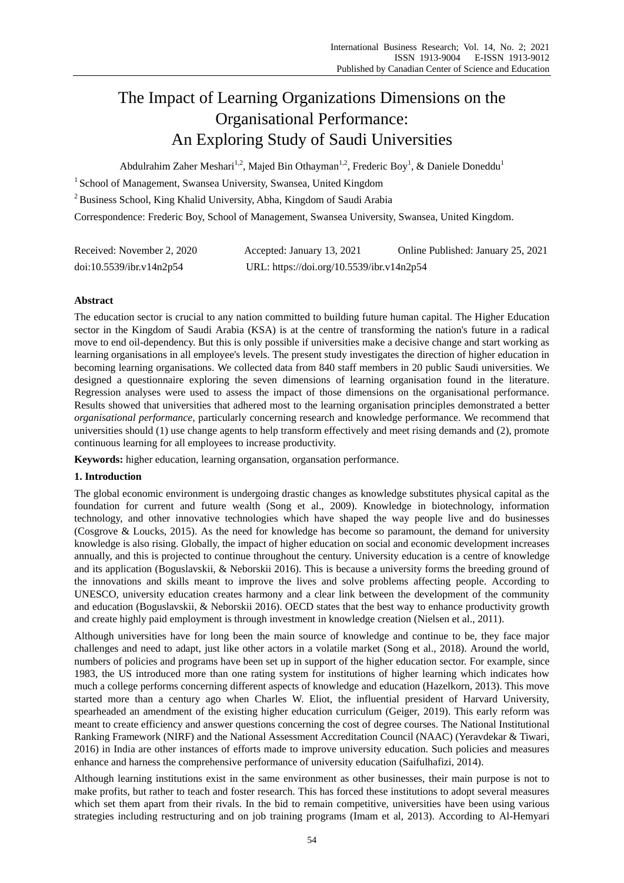# The Impact of Learning Organizations Dimensions on the Organisational Performance: An Exploring Study of Saudi Universities

Abdulrahim Zaher Meshari[1,2], Majed Bin Othayman[1,2], Frederic Boy[1], & Daniele Doneddu[1]

[1] School of Management, Swansea University, Swansea, United Kingdom

[2] Business School, King Khalid University, Abha, Kingdom of Saudi Arabia

Correspondence: Frederic Boy, School of Management, Swansea University, Swansea, United Kingdom.

Received: November 2, 2020 Accepted: January 13, 2021 Online Published: January 25, 2021

doi:10.5539/ibr.v14n2p54 URL: https://doi.org/10.5539/ibr.v14n2p54

**Abstract**

The education sector is crucial to any nation committed to building future human capital. The Higher Education sector in the Kingdom of Saudi Arabia (KSA) is at the centre of transforming the nation's future in a radical move to end oil-dependency. But this is only possible if universities make a decisive change and start working as learning organisations in all employee's levels. The present study investigates the direction of higher education in becoming learning organisations. We collected data from 840 staff members in 20 public Saudi universities. We designed a questionnaire exploring the seven dimensions of learning organisation found in the literature. Regression analyses were used to assess the impact of those dimensions on the organisational performance. Results showed that universities that adhered most to the learning organisation principles demonstrated a better *organisational performance*, particularly concerning research and knowledge performance. We recommend that universities should (1) use change agents to help transform effectively and meet rising demands and (2), promote continuous learning for all employees to increase productivity.

**Keywords:** higher education, learning organsation, organsation performance.

## 1. Introduction

The global economic environment is undergoing drastic changes as knowledge substitutes physical capital as the foundation for current and future wealth (Song et al., 2009). Knowledge in biotechnology, information technology, and other innovative technologies which have shaped the way people live and do businesses (Cosgrove & Loucks, 2015). As the need for knowledge has become so paramount, the demand for university knowledge is also rising. Globally, the impact of higher education on social and economic development increases annually, and this is projected to continue throughout the century. University education is a centre of knowledge and its application (Boguslavskii, & Neborskii 2016). This is because a university forms the breeding ground of the innovations and skills meant to improve the lives and solve problems affecting people. According to UNESCO, university education creates harmony and a clear link between the development of the community and education (Boguslavskii, & Neborskii 2016). OECD states that the best way to enhance productivity growth and create highly paid employment is through investment in knowledge creation (Nielsen et al., 2011).

Although universities have for long been the main source of knowledge and continue to be, they face major challenges and need to adapt, just like other actors in a volatile market (Song et al., 2018). Around the world, numbers of policies and programs have been set up in support of the higher education sector. For example, since 1983, the US introduced more than one rating system for institutions of higher learning which indicates how much a college performs concerning different aspects of knowledge and education (Hazelkorn, 2013). This move started more than a century ago when Charles W. Eliot, the influential president of Harvard University, spearheaded an amendment of the existing higher education curriculum (Geiger, 2019). This early reform was meant to create efficiency and answer questions concerning the cost of degree courses. The National Institutional Ranking Framework (NIRF) and the National Assessment Accreditation Council (NAAC) (Yeravdekar & Tiwari, 2016) in India are other instances of efforts made to improve university education. Such policies and measures enhance and harness the comprehensive performance of university education (Saifulhafizi, 2014).

Although learning institutions exist in the same environment as other businesses, their main purpose is not to make profits, but rather to teach and foster research. This has forced these institutions to adopt several measures which set them apart from their rivals. In the bid to remain competitive, universities have been using various strategies including restructuring and on job training programs (Imam et al, 2013). According to Al-Hemyari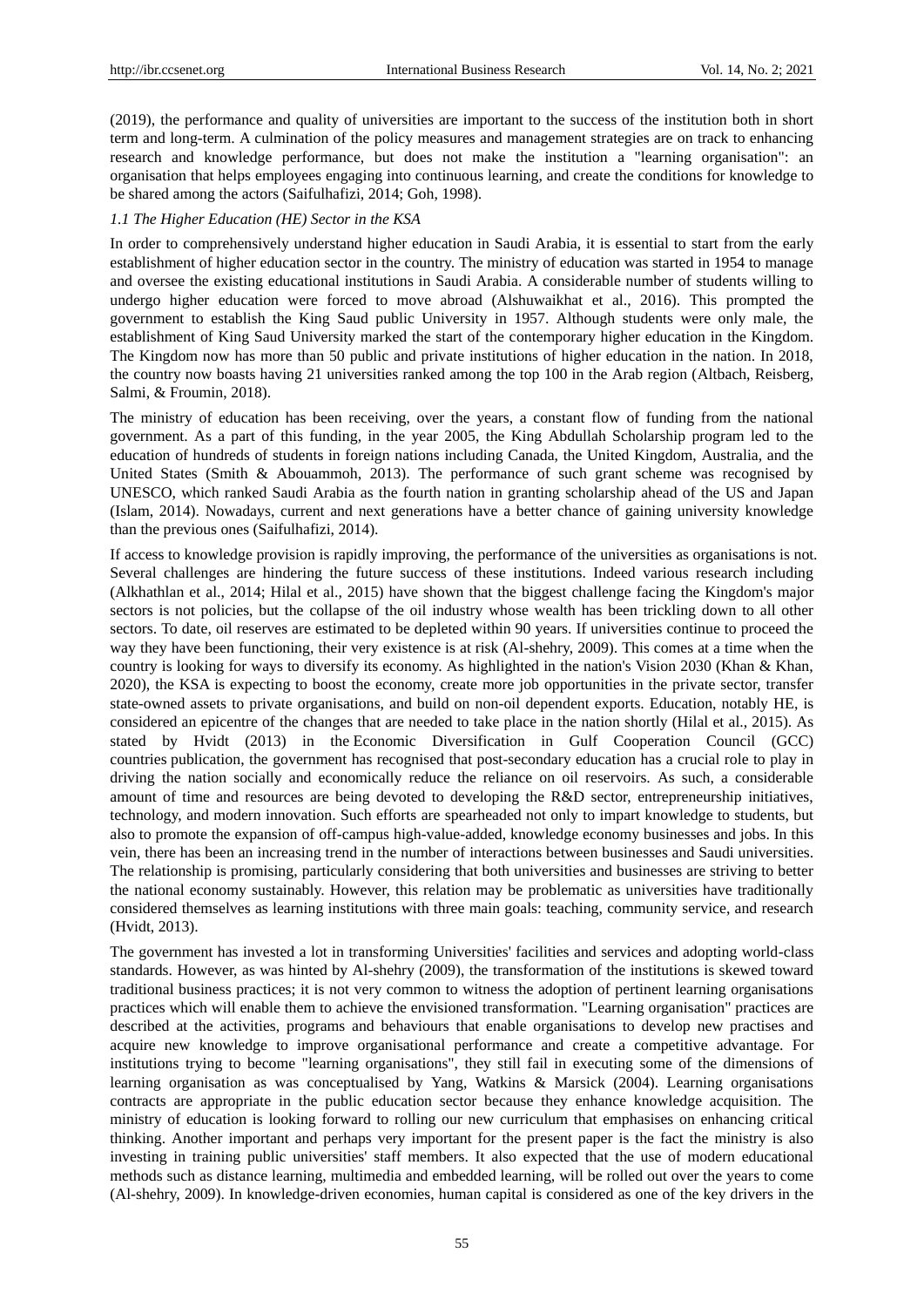(2019), the performance and quality of universities are important to the success of the institution both in short term and long-term. A culmination of the policy measures and management strategies are on track to enhancing research and knowledge performance, but does not make the institution a "learning organisation": an organisation that helps employees engaging into continuous learning, and create the conditions for knowledge to be shared among the actors (Saifulhafizi, 2014; Goh, 1998).

### *1.1 The Higher Education (HE) Sector in the KSA*

In order to comprehensively understand higher education in Saudi Arabia, it is essential to start from the early establishment of higher education sector in the country. The ministry of education was started in 1954 to manage and oversee the existing educational institutions in Saudi Arabia. A considerable number of students willing to undergo higher education were forced to move abroad (Alshuwaikhat et al., 2016). This prompted the government to establish the King Saud public University in 1957. Although students were only male, the establishment of King Saud University marked the start of the contemporary higher education in the Kingdom. The Kingdom now has more than 50 public and private institutions of higher education in the nation. In 2018, the country now boasts having 21 universities ranked among the top 100 in the Arab region (Altbach, Reisberg, Salmi, & Froumin, 2018).

The ministry of education has been receiving, over the years, a constant flow of funding from the national government. As a part of this funding, in the year 2005, the King Abdullah Scholarship program led to the education of hundreds of students in foreign nations including Canada, the United Kingdom, Australia, and the United States (Smith & Abouammoh, 2013). The performance of such grant scheme was recognised by UNESCO, which ranked Saudi Arabia as the fourth nation in granting scholarship ahead of the US and Japan (Islam, 2014). Nowadays, current and next generations have a better chance of gaining university knowledge than the previous ones (Saifulhafizi, 2014).

If access to knowledge provision is rapidly improving, the performance of the universities as organisations is not. Several challenges are hindering the future success of these institutions. Indeed various research including (Alkhathlan et al., 2014; Hilal et al., 2015) have shown that the biggest challenge facing the Kingdom's major sectors is not policies, but the collapse of the oil industry whose wealth has been trickling down to all other sectors. To date, oil reserves are estimated to be depleted within 90 years. If universities continue to proceed the way they have been functioning, their very existence is at risk (Al-shehry, 2009). This comes at a time when the country is looking for ways to diversify its economy. As highlighted in the nation's Vision 2030 (Khan & Khan, 2020), the KSA is expecting to boost the economy, create more job opportunities in the private sector, transfer state-owned assets to private organisations, and build on non-oil dependent exports. Education, notably HE, is considered an epicentre of the changes that are needed to take place in the nation shortly (Hilal et al., 2015). As stated by Hvidt (2013) in the Economic Diversification in Gulf Cooperation Council (GCC) countries publication, the government has recognised that post-secondary education has a crucial role to play in driving the nation socially and economically reduce the reliance on oil reservoirs. As such, a considerable amount of time and resources are being devoted to developing the R&D sector, entrepreneurship initiatives, technology, and modern innovation. Such efforts are spearheaded not only to impart knowledge to students, but also to promote the expansion of off-campus high-value-added, knowledge economy businesses and jobs. In this vein, there has been an increasing trend in the number of interactions between businesses and Saudi universities. The relationship is promising, particularly considering that both universities and businesses are striving to better the national economy sustainably. However, this relation may be problematic as universities have traditionally considered themselves as learning institutions with three main goals: teaching, community service, and research (Hvidt, 2013).

The government has invested a lot in transforming Universities' facilities and services and adopting world-class standards. However, as was hinted by Al-shehry (2009), the transformation of the institutions is skewed toward traditional business practices; it is not very common to witness the adoption of pertinent learning organisations practices which will enable them to achieve the envisioned transformation. "Learning organisation" practices are described at the activities, programs and behaviours that enable organisations to develop new practises and acquire new knowledge to improve organisational performance and create a competitive advantage. For institutions trying to become "learning organisations", they still fail in executing some of the dimensions of learning organisation as was conceptualised by Yang, Watkins & Marsick (2004). Learning organisations contracts are appropriate in the public education sector because they enhance knowledge acquisition. The ministry of education is looking forward to rolling our new curriculum that emphasises on enhancing critical thinking. Another important and perhaps very important for the present paper is the fact the ministry is also investing in training public universities' staff members. It also expected that the use of modern educational methods such as distance learning, multimedia and embedded learning, will be rolled out over the years to come (Al-shehry, 2009). In knowledge-driven economies, human capital is considered as one of the key drivers in the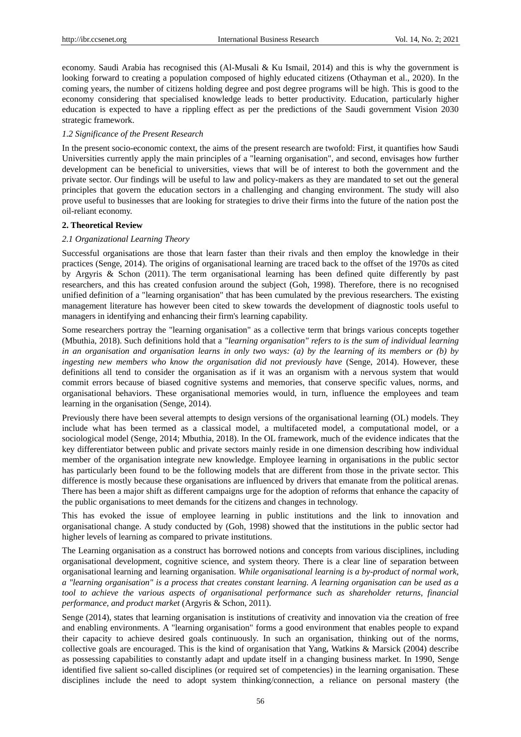economy. Saudi Arabia has recognised this (Al-Musali & Ku Ismail, 2014) and this is why the government is looking forward to creating a population composed of highly educated citizens (Othayman et al., 2020). In the coming years, the number of citizens holding degree and post degree programs will be high. This is good to the economy considering that specialised knowledge leads to better productivity. Education, particularly higher education is expected to have a rippling effect as per the predictions of the Saudi government Vision 2030 strategic framework.

### *1.2 Significance of the Present Research*

In the present socio-economic context, the aims of the present research are twofold: First, it quantifies how Saudi Universities currently apply the main principles of a "learning organisation", and second, envisages how further development can be beneficial to universities, views that will be of interest to both the government and the private sector. Our findings will be useful to law and policy-makers as they are mandated to set out the general principles that govern the education sectors in a challenging and changing environment. The study will also prove useful to businesses that are looking for strategies to drive their firms into the future of the nation post the oil-reliant economy.

## **2. Theoretical Review**

### *2.1 Organizational Learning Theory*

Successful organisations are those that learn faster than their rivals and then employ the knowledge in their practices (Senge, 2014). The origins of organisational learning are traced back to the offset of the 1970s as cited by Argyris & Schon (2011). The term organisational learning has been defined quite differently by past researchers, and this has created confusion around the subject (Goh, 1998). Therefore, there is no recognised unified definition of a "learning organisation" that has been cumulated by the previous researchers. The existing management literature has however been cited to skew towards the development of diagnostic tools useful to managers in identifying and enhancing their firm's learning capability.

Some researchers portray the "learning organisation" as a collective term that brings various concepts together (Mbuthia, 2018). Such definitions hold that a *"learning organisation" refers to is the sum of individual learning in an organisation and organisation learns in only two ways: (a) by the learning of its members or (b) by ingesting new members who know the organisation did not previously have* (Senge, 2014). However, these definitions all tend to consider the organisation as if it was an organism with a nervous system that would commit errors because of biased cognitive systems and memories, that conserve specific values, norms, and organisational behaviors. These organisational memories would, in turn, influence the employees and team learning in the organisation (Senge, 2014).

Previously there have been several attempts to design versions of the organisational learning (OL) models. They include what has been termed as a classical model, a multifaceted model, a computational model, or a sociological model (Senge, 2014; Mbuthia, 2018). In the OL framework, much of the evidence indicates that the key differentiator between public and private sectors mainly reside in one dimension describing how individual member of the organisation integrate new knowledge. Employee learning in organisations in the public sector has particularly been found to be the following models that are different from those in the private sector. This difference is mostly because these organisations are influenced by drivers that emanate from the political arenas. There has been a major shift as different campaigns urge for the adoption of reforms that enhance the capacity of the public organisations to meet demands for the citizens and changes in technology.

This has evoked the issue of employee learning in public institutions and the link to innovation and organisational change. A study conducted by (Goh, 1998) showed that the institutions in the public sector had higher levels of learning as compared to private institutions.

The Learning organisation as a construct has borrowed notions and concepts from various disciplines, including organisational development, cognitive science, and system theory. There is a clear line of separation between organisational learning and learning organisation. *While organisational learning is a by-product of normal work, a "learning organisation" is a process that creates constant learning. A learning organisation can be used as a tool to achieve the various aspects of organisational performance such as shareholder returns, financial performance, and product market* (Argyris & Schon, 2011).

Senge (2014), states that learning organisation is institutions of creativity and innovation via the creation of free and enabling environments. A "learning organisation" forms a good environment that enables people to expand their capacity to achieve desired goals continuously. In such an organisation, thinking out of the norms, collective goals are encouraged. This is the kind of organisation that Yang, Watkins & Marsick (2004) describe as possessing capabilities to constantly adapt and update itself in a changing business market. In 1990, Senge identified five salient so-called disciplines (or required set of competencies) in the learning organisation. These disciplines include the need to adopt system thinking/connection, a reliance on personal mastery (the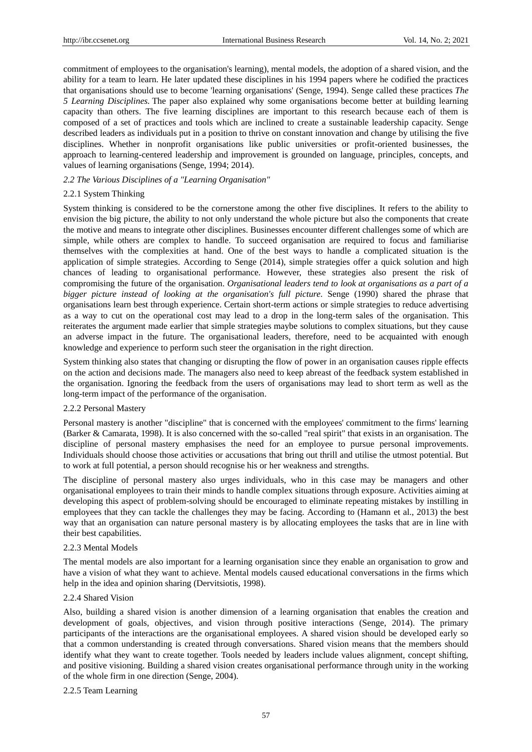commitment of employees to the organisation's learning), mental models, the adoption of a shared vision, and the ability for a team to learn. He later updated these disciplines in his 1994 papers where he codified the practices that organisations should use to become 'learning organisations' (Senge, 1994). Senge called these practices *The 5 Learning Disciplines.* The paper also explained why some organisations become better at building learning capacity than others. The five learning disciplines are important to this research because each of them is composed of a set of practices and tools which are inclined to create a sustainable leadership capacity. Senge described leaders as individuals put in a position to thrive on constant innovation and change by utilising the five disciplines. Whether in nonprofit organisations like public universities or profit-oriented businesses, the approach to learning-centered leadership and improvement is grounded on language, principles, concepts, and values of learning organisations (Senge, 1994; 2014).

### *2.2 The Various Disciplines of a "Learning Organisation"*

#### 2.2.1 System Thinking

System thinking is considered to be the cornerstone among the other five disciplines. It refers to the ability to envision the big picture, the ability to not only understand the whole picture but also the components that create the motive and means to integrate other disciplines. Businesses encounter different challenges some of which are simple, while others are complex to handle. To succeed organisation are required to focus and familiarise themselves with the complexities at hand. One of the best ways to handle a complicated situation is the application of simple strategies. According to Senge (2014), simple strategies offer a quick solution and high chances of leading to organisational performance. However, these strategies also present the risk of compromising the future of the organisation. *Organisational leaders tend to look at organisations as a part of a bigger picture instead of looking at the organisation's full picture.* Senge (1990) shared the phrase that organisations learn best through experience. Certain short-term actions or simple strategies to reduce advertising as a way to cut on the operational cost may lead to a drop in the long-term sales of the organisation. This reiterates the argument made earlier that simple strategies maybe solutions to complex situations, but they cause an adverse impact in the future. The organisational leaders, therefore, need to be acquainted with enough knowledge and experience to perform such steer the organisation in the right direction.

System thinking also states that changing or disrupting the flow of power in an organisation causes ripple effects on the action and decisions made. The managers also need to keep abreast of the feedback system established in the organisation. Ignoring the feedback from the users of organisations may lead to short term as well as the long-term impact of the performance of the organisation.

#### 2.2.2 Personal Mastery

Personal mastery is another "discipline" that is concerned with the employees' commitment to the firms' learning (Barker & Camarata, 1998). It is also concerned with the so-called "real spirit" that exists in an organisation. The discipline of personal mastery emphasises the need for an employee to pursue personal improvements. Individuals should choose those activities or accusations that bring out thrill and utilise the utmost potential. But to work at full potential, a person should recognise his or her weakness and strengths.

The discipline of personal mastery also urges individuals, who in this case may be managers and other organisational employees to train their minds to handle complex situations through exposure. Activities aiming at developing this aspect of problem-solving should be encouraged to eliminate repeating mistakes by instilling in employees that they can tackle the challenges they may be facing. According to (Hamann et al., 2013) the best way that an organisation can nature personal mastery is by allocating employees the tasks that are in line with their best capabilities.

#### 2.2.3 Mental Models

The mental models are also important for a learning organisation since they enable an organisation to grow and have a vision of what they want to achieve. Mental models caused educational conversations in the firms which help in the idea and opinion sharing (Dervitsiotis, 1998).

#### 2.2.4 Shared Vision

Also, building a shared vision is another dimension of a learning organisation that enables the creation and development of goals, objectives, and vision through positive interactions (Senge, 2014). The primary participants of the interactions are the organisational employees. A shared vision should be developed early so that a common understanding is created through conversations. Shared vision means that the members should identify what they want to create together. Tools needed by leaders include values alignment, concept shifting, and positive visioning. Building a shared vision creates organisational performance through unity in the working of the whole firm in one direction (Senge, 2004).

#### 2.2.5 Team Learning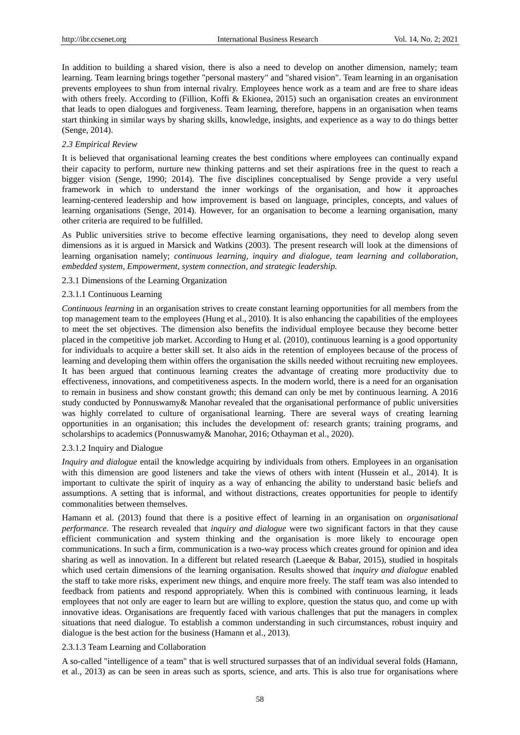In addition to building a shared vision, there is also a need to develop on another dimension, namely; team learning. Team learning brings together "personal mastery" and "shared vision". Team learning in an organisation prevents employees to shun from internal rivalry. Employees hence work as a team and are free to share ideas with others freely. According to (Fillion, Koffi & Ekionea, 2015) such an organisation creates an environment that leads to open dialogues and forgiveness. Team learning, therefore, happens in an organisation when teams start thinking in similar ways by sharing skills, knowledge, insights, and experience as a way to do things better (Senge, 2014).

### *2.3 Empirical Review*

It is believed that organisational learning creates the best conditions where employees can continually expand their capacity to perform, nurture new thinking patterns and set their aspirations free in the quest to reach a bigger vision (Senge, 1990; 2014). The five disciplines conceptualised by Senge provide a very useful framework in which to understand the inner workings of the organisation, and how it approaches learning-centered leadership and how improvement is based on language, principles, concepts, and values of learning organisations (Senge, 2014). However, for an organisation to become a learning organisation, many other criteria are required to be fulfilled.

As Public universities strive to become effective learning organisations, they need to develop along seven dimensions as it is argued in Marsick and Watkins (2003). The present research will look at the dimensions of learning organisation namely; *continuous learning, inquiry and dialogue, team learning and collaboration, embedded system, Empowerment, system connection, and strategic leadership.*

#### 2.3.1 Dimensions of the Learning Organization

##### 2.3.1.1 Continuous Learning

*Continuous learning* in an organisation strives to create constant learning opportunities for all members from the top management team to the employees (Hung et al., 2010). It is also enhancing the capabilities of the employees to meet the set objectives. The dimension also benefits the individual employee because they become better placed in the competitive job market. According to Hung et al. (2010), continuous learning is a good opportunity for individuals to acquire a better skill set. It also aids in the retention of employees because of the process of learning and developing them within offers the organisation the skills needed without recruiting new employees. It has been argued that continuous learning creates the advantage of creating more productivity due to effectiveness, innovations, and competitiveness aspects. In the modern world, there is a need for an organisation to remain in business and show constant growth; this demand can only be met by continuous learning. A 2016 study conducted by Ponnuswamy& Manohar revealed that the organisational performance of public universities was highly correlated to culture of organisational learning. There are several ways of creating learning opportunities in an organisation; this includes the development of: research grants; training programs, and scholarships to academics (Ponnuswamy& Manohar, 2016; Othayman et al., 2020).

##### 2.3.1.2 Inquiry and Dialogue

*Inquiry and dialogue* entail the knowledge acquiring by individuals from others. Employees in an organisation with this dimension are good listeners and take the views of others with intent (Hussein et al., 2014). It is important to cultivate the spirit of inquiry as a way of enhancing the ability to understand basic beliefs and assumptions. A setting that is informal, and without distractions, creates opportunities for people to identify commonalities between themselves.

Hamann et al. (2013) found that there is a positive effect of learning in an organisation on *organisational performance*. The research revealed that *inquiry and dialogue* were two significant factors in that they cause efficient communication and system thinking and the organisation is more likely to encourage open communications. In such a firm, communication is a two-way process which creates ground for opinion and idea sharing as well as innovation. In a different but related research (Laeeque & Babar, 2015), studied in hospitals which used certain dimensions of the learning organisation. Results showed that *inquiry and dialogue* enabled the staff to take more risks, experiment new things, and enquire more freely. The staff team was also intended to feedback from patients and respond appropriately. When this is combined with continuous learning, it leads employees that not only are eager to learn but are willing to explore, question the status quo, and come up with innovative ideas. Organisations are frequently faced with various challenges that put the managers in complex situations that need dialogue. To establish a common understanding in such circumstances, robust inquiry and dialogue is the best action for the business (Hamann et al., 2013).

##### 2.3.1.3 Team Learning and Collaboration

A so-called "intelligence of a team" that is well structured surpasses that of an individual several folds (Hamann, et al., 2013) as can be seen in areas such as sports, science, and arts. This is also true for organisations where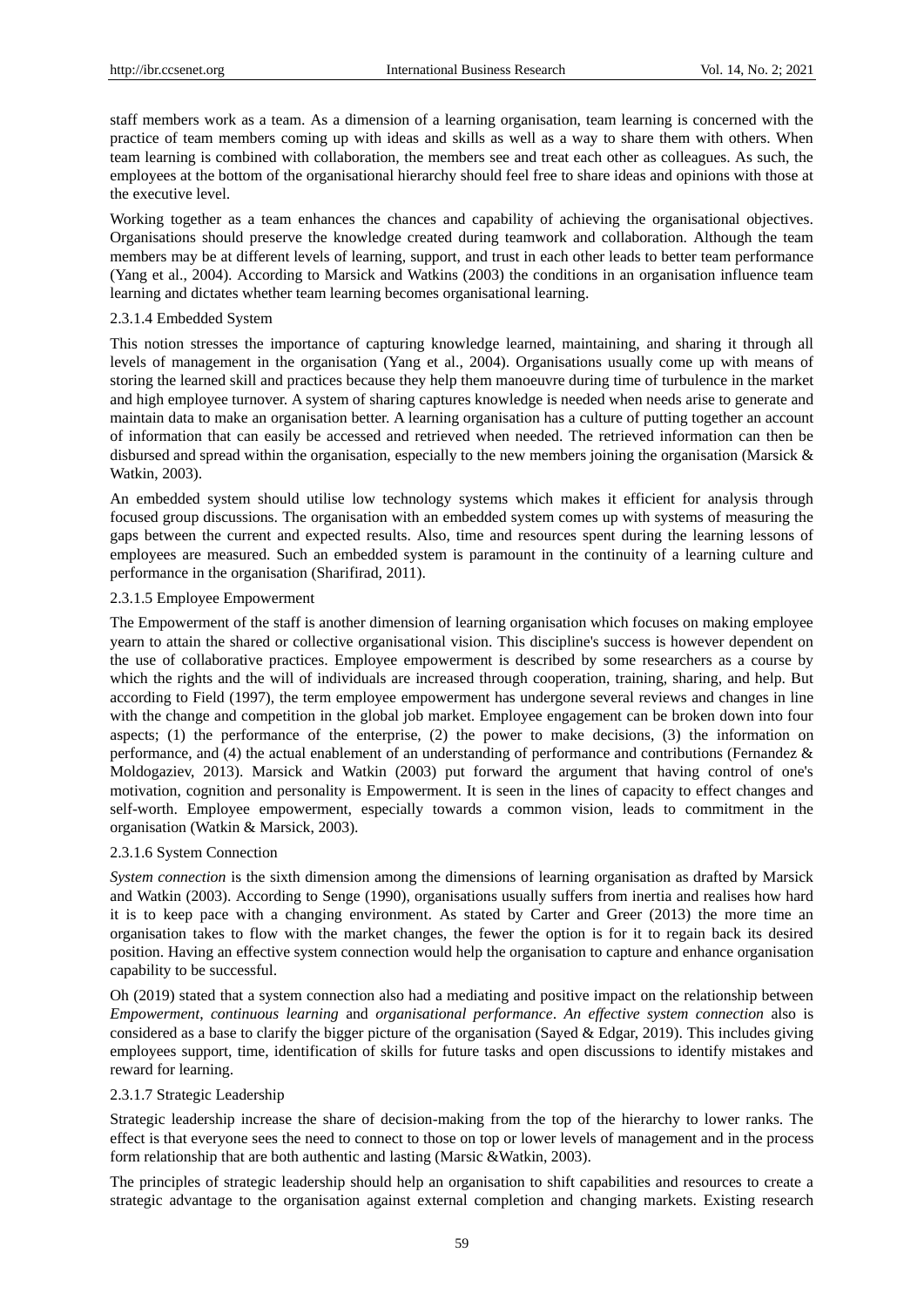staff members work as a team. As a dimension of a learning organisation, team learning is concerned with the practice of team members coming up with ideas and skills as well as a way to share them with others. When team learning is combined with collaboration, the members see and treat each other as colleagues. As such, the employees at the bottom of the organisational hierarchy should feel free to share ideas and opinions with those at the executive level.

Working together as a team enhances the chances and capability of achieving the organisational objectives. Organisations should preserve the knowledge created during teamwork and collaboration. Although the team members may be at different levels of learning, support, and trust in each other leads to better team performance (Yang et al., 2004). According to Marsick and Watkins (2003) the conditions in an organisation influence team learning and dictates whether team learning becomes organisational learning.

#### 2.3.1.4 Embedded System

This notion stresses the importance of capturing knowledge learned, maintaining, and sharing it through all levels of management in the organisation (Yang et al., 2004). Organisations usually come up with means of storing the learned skill and practices because they help them manoeuvre during time of turbulence in the market and high employee turnover. A system of sharing captures knowledge is needed when needs arise to generate and maintain data to make an organisation better. A learning organisation has a culture of putting together an account of information that can easily be accessed and retrieved when needed. The retrieved information can then be disbursed and spread within the organisation, especially to the new members joining the organisation (Marsick & Watkin, 2003).

An embedded system should utilise low technology systems which makes it efficient for analysis through focused group discussions. The organisation with an embedded system comes up with systems of measuring the gaps between the current and expected results. Also, time and resources spent during the learning lessons of employees are measured. Such an embedded system is paramount in the continuity of a learning culture and performance in the organisation (Sharifirad, 2011).

#### 2.3.1.5 Employee Empowerment

The Empowerment of the staff is another dimension of learning organisation which focuses on making employee yearn to attain the shared or collective organisational vision. This discipline's success is however dependent on the use of collaborative practices. Employee empowerment is described by some researchers as a course by which the rights and the will of individuals are increased through cooperation, training, sharing, and help. But according to Field (1997), the term employee empowerment has undergone several reviews and changes in line with the change and competition in the global job market. Employee engagement can be broken down into four aspects; (1) the performance of the enterprise, (2) the power to make decisions, (3) the information on performance, and (4) the actual enablement of an understanding of performance and contributions (Fernandez & Moldogaziev, 2013). Marsick and Watkin (2003) put forward the argument that having control of one's motivation, cognition and personality is Empowerment. It is seen in the lines of capacity to effect changes and self-worth. Employee empowerment, especially towards a common vision, leads to commitment in the organisation (Watkin & Marsick, 2003).

#### 2.3.1.6 System Connection

*System connection* is the sixth dimension among the dimensions of learning organisation as drafted by Marsick and Watkin (2003). According to Senge (1990), organisations usually suffers from inertia and realises how hard it is to keep pace with a changing environment. As stated by Carter and Greer (2013) the more time an organisation takes to flow with the market changes, the fewer the option is for it to regain back its desired position. Having an effective system connection would help the organisation to capture and enhance organisation capability to be successful.

Oh (2019) stated that a system connection also had a mediating and positive impact on the relationship between *Empowerment*, *continuous learning* and *organisational performance*. *An effective system connection* also is considered as a base to clarify the bigger picture of the organisation (Sayed & Edgar, 2019). This includes giving employees support, time, identification of skills for future tasks and open discussions to identify mistakes and reward for learning.

#### 2.3.1.7 Strategic Leadership

Strategic leadership increase the share of decision-making from the top of the hierarchy to lower ranks. The effect is that everyone sees the need to connect to those on top or lower levels of management and in the process form relationship that are both authentic and lasting (Marsic &Watkin, 2003).

The principles of strategic leadership should help an organisation to shift capabilities and resources to create a strategic advantage to the organisation against external completion and changing markets. Existing research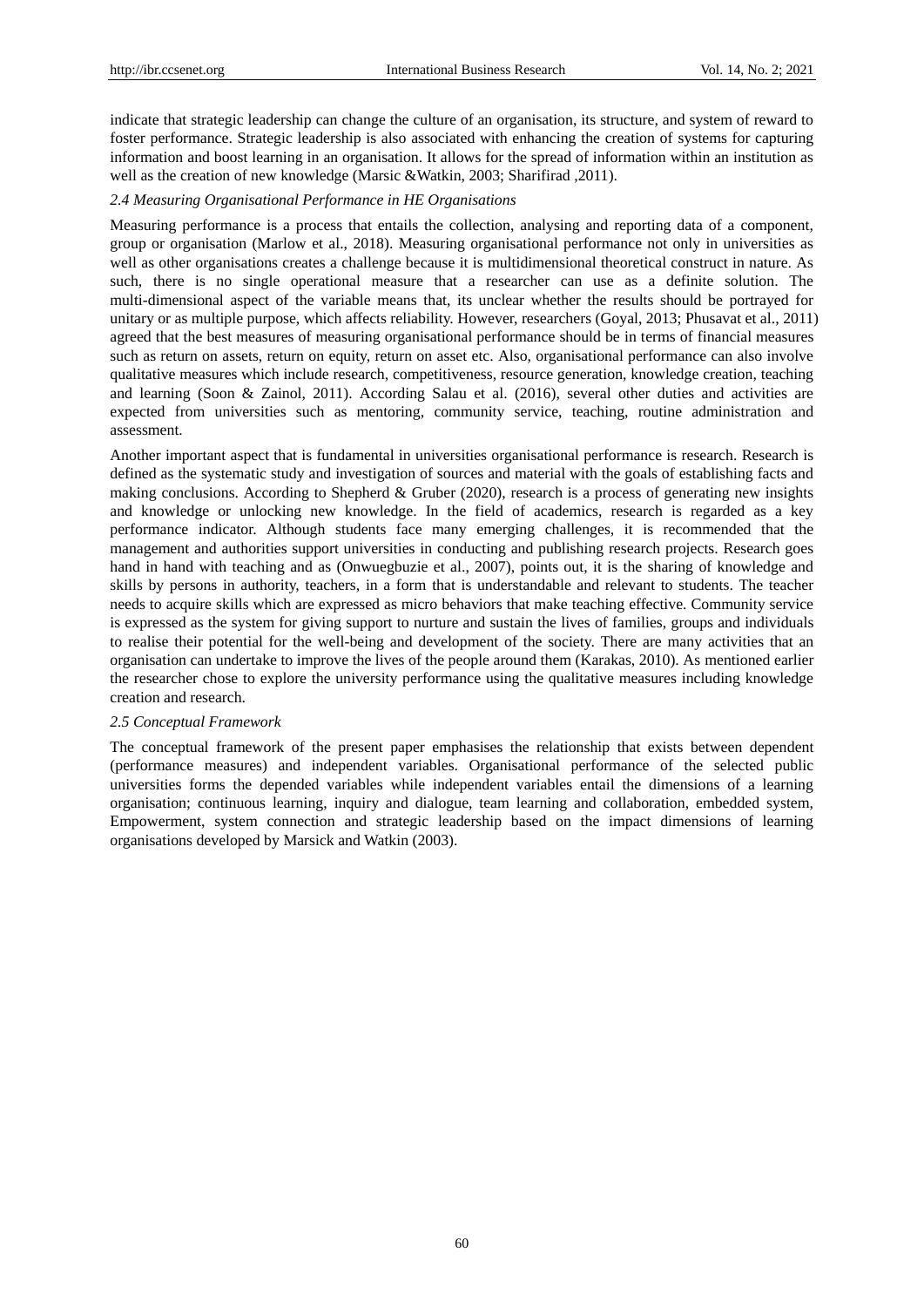indicate that strategic leadership can change the culture of an organisation, its structure, and system of reward to foster performance. Strategic leadership is also associated with enhancing the creation of systems for capturing information and boost learning in an organisation. It allows for the spread of information within an institution as well as the creation of new knowledge (Marsic &Watkin, 2003; Sharifirad ,2011).

### *2.4 Measuring Organisational Performance in HE Organisations*

Measuring performance is a process that entails the collection, analysing and reporting data of a component, group or organisation (Marlow et al., 2018). Measuring organisational performance not only in universities as well as other organisations creates a challenge because it is multidimensional theoretical construct in nature. As such, there is no single operational measure that a researcher can use as a definite solution. The multi-dimensional aspect of the variable means that, its unclear whether the results should be portrayed for unitary or as multiple purpose, which affects reliability. However, researchers (Goyal, 2013; Phusavat et al., 2011) agreed that the best measures of measuring organisational performance should be in terms of financial measures such as return on assets, return on equity, return on asset etc. Also, organisational performance can also involve qualitative measures which include research, competitiveness, resource generation, knowledge creation, teaching and learning (Soon & Zainol, 2011). According Salau et al. (2016), several other duties and activities are expected from universities such as mentoring, community service, teaching, routine administration and assessment.

Another important aspect that is fundamental in universities organisational performance is research. Research is defined as the systematic study and investigation of sources and material with the goals of establishing facts and making conclusions. According to Shepherd & Gruber (2020), research is a process of generating new insights and knowledge or unlocking new knowledge. In the field of academics, research is regarded as a key performance indicator. Although students face many emerging challenges, it is recommended that the management and authorities support universities in conducting and publishing research projects. Research goes hand in hand with teaching and as (Onwuegbuzie et al., 2007), points out, it is the sharing of knowledge and skills by persons in authority, teachers, in a form that is understandable and relevant to students. The teacher needs to acquire skills which are expressed as micro behaviors that make teaching effective. Community service is expressed as the system for giving support to nurture and sustain the lives of families, groups and individuals to realise their potential for the well-being and development of the society. There are many activities that an organisation can undertake to improve the lives of the people around them (Karakas, 2010). As mentioned earlier the researcher chose to explore the university performance using the qualitative measures including knowledge creation and research.

### *2.5 Conceptual Framework*

The conceptual framework of the present paper emphasises the relationship that exists between dependent (performance measures) and independent variables. Organisational performance of the selected public universities forms the depended variables while independent variables entail the dimensions of a learning organisation; continuous learning, inquiry and dialogue, team learning and collaboration, embedded system, Empowerment, system connection and strategic leadership based on the impact dimensions of learning organisations developed by Marsick and Watkin (2003).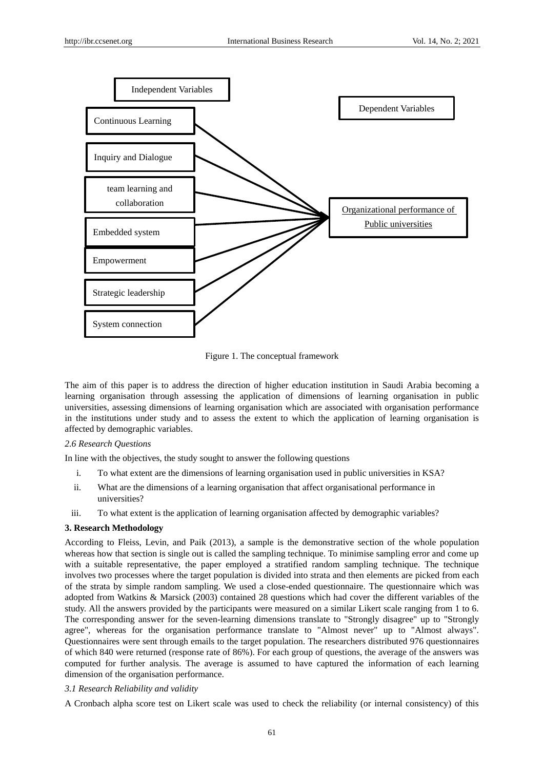Independent Variables

Dependent Variables

- Continuous Learning
- Inquiry and Dialogue
- team learning and collaboration
- Embedded system
- Empowerment
- Strategic leadership
- System connection

Organizational performance of Public universities

Figure 1. The conceptual framework

The aim of this paper is to address the direction of higher education institution in Saudi Arabia becoming a learning organisation through assessing the application of dimensions of learning organisation in public universities, assessing dimensions of learning organisation which are associated with organisation performance in the institutions under study and to assess the extent to which the application of learning organisation is affected by demographic variables.

### *2.6 Research Questions*

In line with the objectives, the study sought to answer the following questions

i. To what extent are the dimensions of learning organisation used in public universities in KSA?

ii. What are the dimensions of a learning organisation that affect organisational performance in universities?

iii. To what extent is the application of learning organisation affected by demographic variables?

## 3. Research Methodology

According to Fleiss, Levin, and Paik (2013), a sample is the demonstrative section of the whole population whereas how that section is single out is called the sampling technique. To minimise sampling error and come up with a suitable representative, the paper employed a stratified random sampling technique. The technique involves two processes where the target population is divided into strata and then elements are picked from each of the strata by simple random sampling. We used a close-ended questionnaire. The questionnaire which was adopted from Watkins & Marsick (2003) contained 28 questions which had cover the different variables of the study. All the answers provided by the participants were measured on a similar Likert scale ranging from 1 to 6. The corresponding answer for the seven-learning dimensions translate to "Strongly disagree" up to "Strongly agree", whereas for the organisation performance translate to "Almost never" up to "Almost always". Questionnaires were sent through emails to the target population. The researchers distributed 976 questionnaires of which 840 were returned (response rate of 86%). For each group of questions, the average of the answers was computed for further analysis. The average is assumed to have captured the information of each learning dimension of the organisation performance.

### *3.1 Research Reliability and validity*

A Cronbach alpha score test on Likert scale was used to check the reliability (or internal consistency) of this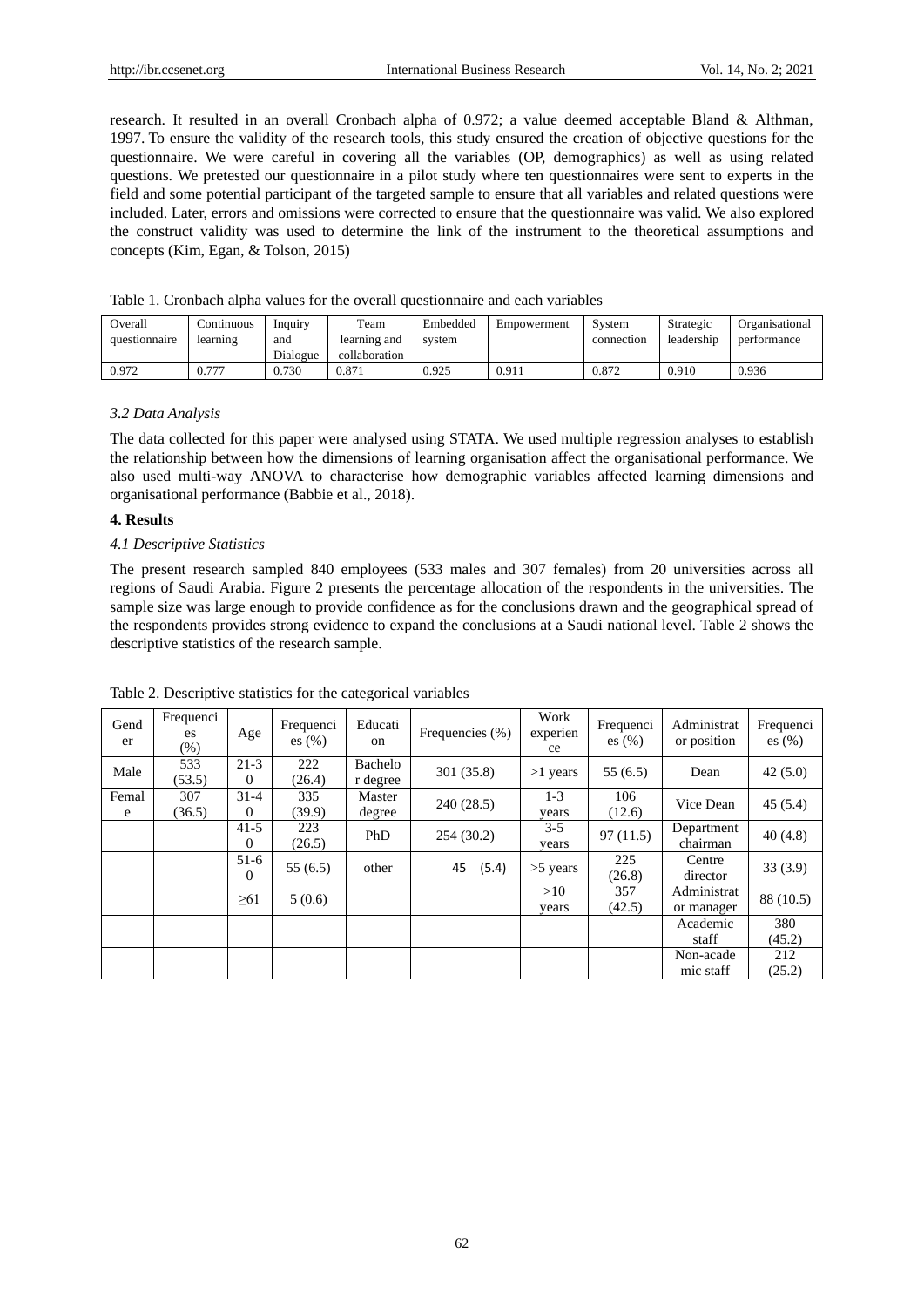research. It resulted in an overall Cronbach alpha of 0.972; a value deemed acceptable Bland & Althman, 1997. To ensure the validity of the research tools, this study ensured the creation of objective questions for the questionnaire. We were careful in covering all the variables (OP, demographics) as well as using related questions. We pretested our questionnaire in a pilot study where ten questionnaires were sent to experts in the field and some potential participant of the targeted sample to ensure that all variables and related questions were included. Later, errors and omissions were corrected to ensure that the questionnaire was valid. We also explored the construct validity was used to determine the link of the instrument to the theoretical assumptions and concepts (Kim, Egan, & Tolson, 2015)

Table 1. Cronbach alpha values for the overall questionnaire and each variables

| Overall questionnaire | Continuous learning | Inquiry and Dialogue | Team learning and collaboration | Embedded system | Empowerment | System connection | Strategic leadership | Organisational performance |
|---|---|---|---|---|---|---|---|---|
| 0.972 | 0.777 | 0.730 | 0.871 | 0.925 | 0.911 | 0.872 | 0.910 | 0.936 |

### *3.2 Data Analysis*

The data collected for this paper were analysed using STATA. We used multiple regression analyses to establish the relationship between how the dimensions of learning organisation affect the organisational performance. We also used multi-way ANOVA to characterise how demographic variables affected learning dimensions and organisational performance (Babbie et al., 2018).

## **4. Results**

### *4.1 Descriptive Statistics*

The present research sampled 840 employees (533 males and 307 females) from 20 universities across all regions of Saudi Arabia. Figure 2 presents the percentage allocation of the respondents in the universities. The sample size was large enough to provide confidence as for the conclusions drawn and the geographical spread of the respondents provides strong evidence to expand the conclusions at a Saudi national level. Table 2 shows the descriptive statistics of the research sample.

Table 2. Descriptive statistics for the categorical variables

| Gender | Frequencies (%) | Age | Frequencies (%) | Education | Frequencies (%) | Work experience | Frequencies (%) | Administrator position | Frequencies (%) |
|---|---|---|---|---|---|---|---|---|---|
| Male | 533 (53.5) | 21-30 | 222 (26.4) | Bachelor degree | 301 (35.8) | >1 years | 55 (6.5) | Dean | 42 (5.0) |
| Female | 307 (36.5) | 31-40 | 335 (39.9) | Master degree | 240 (28.5) | 1-3 years | 106 (12.6) | Vice Dean | 45 (5.4) |
| | | 41-50 | 223 (26.5) | PhD | 254 (30.2) | 3-5 years | 97 (11.5) | Department chairman | 40 (4.8) |
| | | 51-60 | 55 (6.5) | other | 45 (5.4) | >5 years | 225 (26.8) | Centre director | 33 (3.9) |
| | | ≥61 | 5 (0.6) | | | >10 years | 357 (42.5) | Administrator or manager | 88 (10.5) |
| | | | | | | | | Academic staff | 380 (45.2) |
| | | | | | | | | Non-academic staff | 212 (25.2) |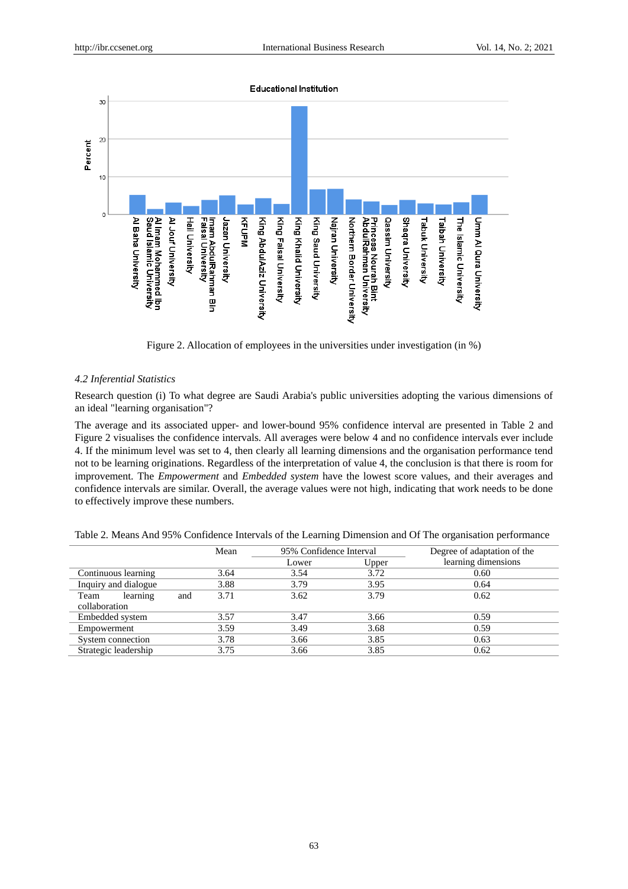Figure 2. Allocation of employees in the universities under investigation (in %)

### *4.2 Inferential Statistics*

Research question (i) To what degree are Saudi Arabia's public universities adopting the various dimensions of an ideal "learning organisation"?

The average and its associated upper- and lower-bound 95% confidence interval are presented in Table 2 and Figure 2 visualises the confidence intervals. All averages were below 4 and no confidence intervals ever include 4. If the minimum level was set to 4, then clearly all learning dimensions and the organisation performance tend not to be learning originations. Regardless of the interpretation of value 4, the conclusion is that there is room for improvement. The *Empowerment* and *Embedded system* have the lowest score values, and their averages and confidence intervals are similar. Overall, the average values were not high, indicating that work needs to be done to effectively improve these numbers.

Table 2. Means And 95% Confidence Intervals of the Learning Dimension and Of The organisation performance

| | Mean | 95% Confidence Interval | | Degree of adaptation of the learning dimensions |
|---|---|---|---|---|
| | | Lower | Upper | |
| Continuous learning | 3.64 | 3.54 | 3.72 | 0.60 |
| Inquiry and dialogue | 3.88 | 3.79 | 3.95 | 0.64 |
| Team learning and collaboration | 3.71 | 3.62 | 3.79 | 0.62 |
| Embedded system | 3.57 | 3.47 | 3.66 | 0.59 |
| Empowerment | 3.59 | 3.49 | 3.68 | 0.59 |
| System connection | 3.78 | 3.66 | 3.85 | 0.63 |
| Strategic leadership | 3.75 | 3.66 | 3.85 | 0.62 |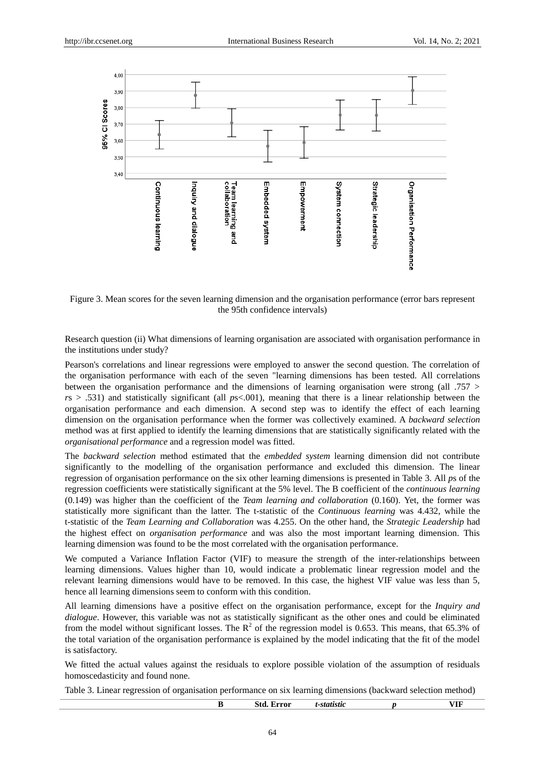Figure 3. Mean scores for the seven learning dimension and the organisation performance (error bars represent the 95th confidence intervals)

Research question (ii) What dimensions of learning organisation are associated with organisation performance in the institutions under study?

Pearson's correlations and linear regressions were employed to answer the second question. The correlation of the organisation performance with each of the seven "learning dimensions has been tested. All correlations between the organisation performance and the dimensions of learning organisation were strong (all .757 > *r*s > .531) and statistically significant (all *p*s<.001), meaning that there is a linear relationship between the organisation performance and each dimension. A second step was to identify the effect of each learning dimension on the organisation performance when the former was collectively examined. A *backward selection* method was at first applied to identify the learning dimensions that are statistically significantly related with the *organisational performance* and a regression model was fitted.

The *backward selection* method estimated that the *embedded system* learning dimension did not contribute significantly to the modelling of the organisation performance and excluded this dimension. The linear regression of organisation performance on the six other learning dimensions is presented in Table 3. All *p*s of the regression coefficients were statistically significant at the 5% level. The B coefficient of the *continuous learning* (0.149) was higher than the coefficient of the *Team learning and collaboration* (0.160). Yet, the former was statistically more significant than the latter. The t-statistic of the *Continuous learning* was 4.432, while the t-statistic of the *Team Learning and Collaboration* was 4.255. On the other hand, the *Strategic Leadership* had the highest effect on *organisation performance* and was also the most important learning dimension. This learning dimension was found to be the most correlated with the organisation performance.

We computed a Variance Inflation Factor (VIF) to measure the strength of the inter-relationships between learning dimensions. Values higher than 10, would indicate a problematic linear regression model and the relevant learning dimensions would have to be removed. In this case, the highest VIF value was less than 5, hence all learning dimensions seem to conform with this condition.

All learning dimensions have a positive effect on the organisation performance, except for the *Inquiry and dialogue*. However, this variable was not as statistically significant as the other ones and could be eliminated from the model without significant losses. The $R^2$ of the regression model is 0.653. This means, that 65.3% of the total variation of the organisation performance is explained by the model indicating that the fit of the model is satisfactory.

We fitted the actual values against the residuals to explore possible violation of the assumption of residuals homoscedasticity and found none.

Table 3. Linear regression of organisation performance on six learning dimensions (backward selection method)

| | B | Std. Error | *t-statistic* | *p* | VIF |
|---|---|---|---|---|---|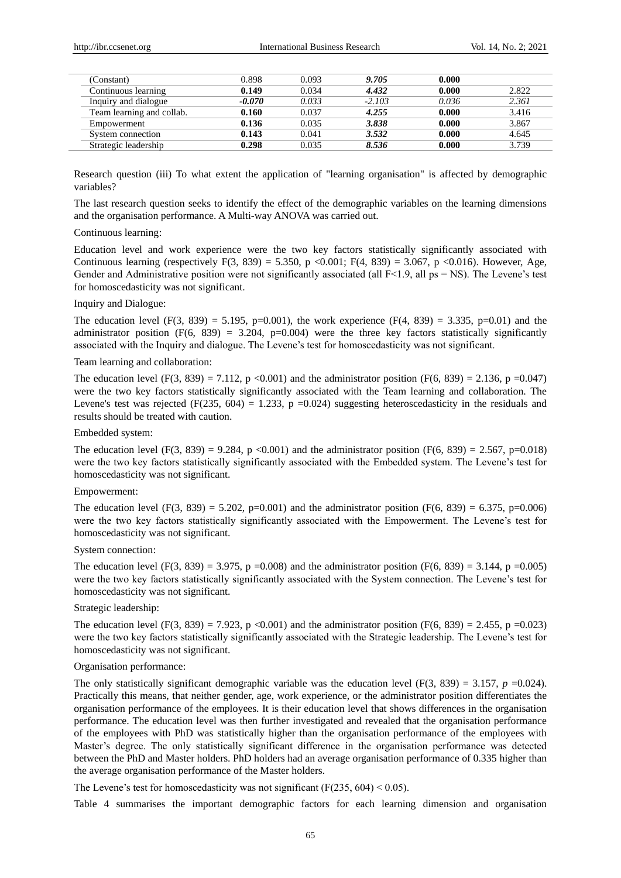| (Constant) | 0.898 | 0.093 | ***9.705*** | **0.000** | |
|---|---|---|---|---|---|
| Continuous learning | **0.149** | 0.034 | ***4.432*** | **0.000** | 2.822 |
| Inquiry and dialogue | ***-0.070*** | *0.033* | *-2.103* | *0.036* | *2.361* |
| Team learning and collab. | **0.160** | 0.037 | ***4.255*** | **0.000** | 3.416 |
| Empowerment | **0.136** | 0.035 | ***3.838*** | **0.000** | 3.867 |
| System connection | **0.143** | 0.041 | ***3.532*** | **0.000** | 4.645 |
| Strategic leadership | **0.298** | 0.035 | ***8.536*** | **0.000** | 3.739 |

Research question (iii) To what extent the application of "learning organisation" is affected by demographic variables?

The last research question seeks to identify the effect of the demographic variables on the learning dimensions and the organisation performance. A Multi-way ANOVA was carried out.

Continuous learning:

Education level and work experience were the two key factors statistically significantly associated with Continuous learning (respectively $F(3, 839) = 5.350$, $p < 0.001$; $F(4, 839) = 3.067$, $p < 0.016$). However, Age, Gender and Administrative position were not significantly associated (all $F<1.9$, all ps = NS). The Levene's test for homoscedasticity was not significant.

Inquiry and Dialogue:

The education level ($F(3, 839) = 5.195$, $p=0.001$), the work experience ($F(4, 839) = 3.335$, $p=0.01$) and the administrator position ($F(6, 839) = 3.204$, $p=0.004$) were the three key factors statistically significantly associated with the Inquiry and dialogue. The Levene's test for homoscedasticity was not significant.

Team learning and collaboration:

The education level ($F(3, 839) = 7.112$, $p < 0.001$) and the administrator position ($F(6, 839) = 2.136$, $p = 0.047$) were the two key factors statistically significantly associated with the Team learning and collaboration. The Levene's test was rejected ($F(235, 604) = 1.233$, $p = 0.024$) suggesting heteroscedasticity in the residuals and results should be treated with caution.

Embedded system:

The education level ($F(3, 839) = 9.284$, $p < 0.001$) and the administrator position ($F(6, 839) = 2.567$, $p=0.018$) were the two key factors statistically significantly associated with the Embedded system. The Levene's test for homoscedasticity was not significant.

Empowerment:

The education level ($F(3, 839) = 5.202$, $p=0.001$) and the administrator position ($F(6, 839) = 6.375$, $p=0.006$) were the two key factors statistically significantly associated with the Empowerment. The Levene's test for homoscedasticity was not significant.

System connection:

The education level ($F(3, 839) = 3.975$, $p = 0.008$) and the administrator position ($F(6, 839) = 3.144$, $p = 0.005$) were the two key factors statistically significantly associated with the System connection. The Levene's test for homoscedasticity was not significant.

Strategic leadership:

The education level ($F(3, 839) = 7.923$, $p < 0.001$) and the administrator position ($F(6, 839) = 2.455$, $p = 0.023$) were the two key factors statistically significantly associated with the Strategic leadership. The Levene's test for homoscedasticity was not significant.

Organisation performance:

The only statistically significant demographic variable was the education level ($F(3, 839) = 3.157$, $p = 0.024$). Practically this means, that neither gender, age, work experience, or the administrator position differentiates the organisation performance of the employees. It is their education level that shows differences in the organisation performance. The education level was then further investigated and revealed that the organisation performance of the employees with PhD was statistically higher than the organisation performance of the employees with Master's degree. The only statistically significant difference in the organisation performance was detected between the PhD and Master holders. PhD holders had an average organisation performance of 0.335 higher than the average organisation performance of the Master holders.

The Levene's test for homoscedasticity was not significant ($F(235, 604) < 0.05$).

Table 4 summarises the important demographic factors for each learning dimension and organisation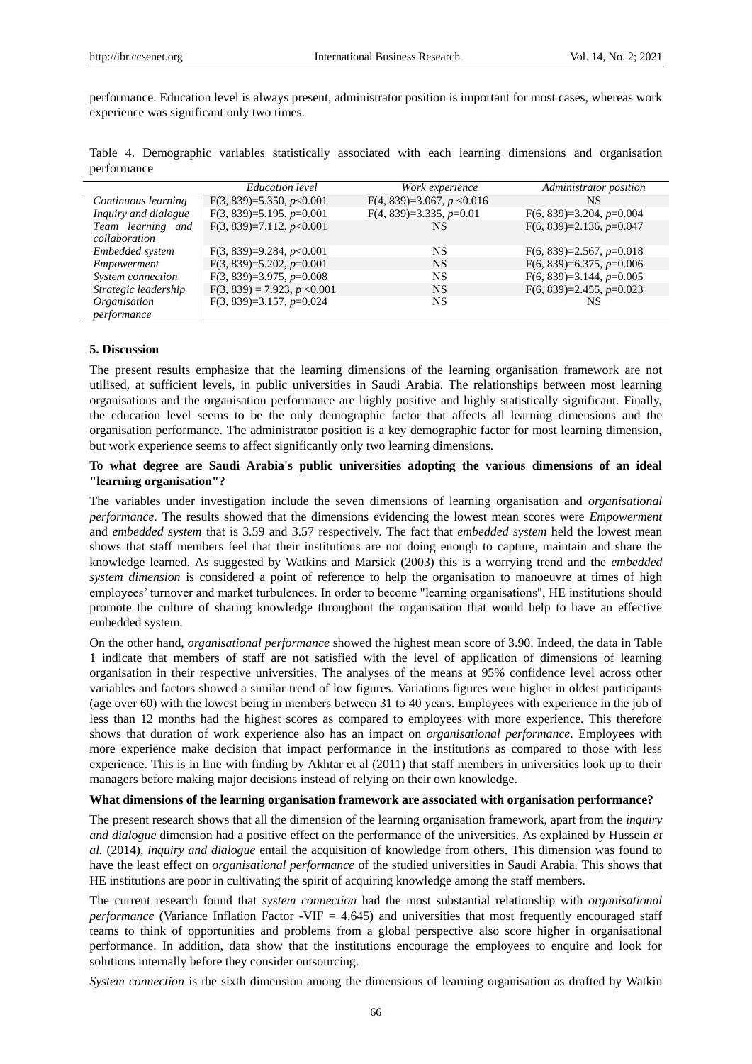performance. Education level is always present, administrator position is important for most cases, whereas work experience was significant only two times.

Table 4. Demographic variables statistically associated with each learning dimensions and organisation performance

| | *Education level* | *Work experience* | *Administrator position* |
|---|---|---|---|
| *Continuous learning* | F(3, 839)=5.350, $p$<0.001 | F(4, 839)=3.067, $p$ <0.016 | NS |
| *Inquiry and dialogue* | F(3, 839)=5.195, $p$=0.001 | F(4, 839)=3.335, $p$=0.01 | F(6, 839)=3.204, $p$=0.004 |
| *Team learning and collaboration* | F(3, 839)=7.112, $p$<0.001 | NS | F(6, 839)=2.136, $p$=0.047 |
| *Embedded system* | F(3, 839)=9.284, $p$<0.001 | NS | F(6, 839)=2.567, $p$=0.018 |
| *Empowerment* | F(3, 839)=5.202, $p$=0.001 | NS | F(6, 839)=6.375, $p$=0.006 |
| *System connection* | F(3, 839)=3.975, $p$=0.008 | NS | F(6, 839)=3.144, $p$=0.005 |
| *Strategic leadership* | F(3, 839) = 7.923, $p$ <0.001 | NS | F(6, 839)=2.455, $p$=0.023 |
| *Organisation performance* | F(3, 839)=3.157, $p$=0.024 | NS | NS |

## 5. Discussion

The present results emphasize that the learning dimensions of the learning organisation framework are not utilised, at sufficient levels, in public universities in Saudi Arabia. The relationships between most learning organisations and the organisation performance are highly positive and highly statistically significant. Finally, the education level seems to be the only demographic factor that affects all learning dimensions and the organisation performance. The administrator position is a key demographic factor for most learning dimension, but work experience seems to affect significantly only two learning dimensions.

**To what degree are Saudi Arabia's public universities adopting the various dimensions of an ideal "learning organisation"?**

The variables under investigation include the seven dimensions of learning organisation and *organisational performance*. The results showed that the dimensions evidencing the lowest mean scores were *Empowerment* and *embedded system* that is 3.59 and 3.57 respectively. The fact that *embedded system* held the lowest mean shows that staff members feel that their institutions are not doing enough to capture, maintain and share the knowledge learned. As suggested by Watkins and Marsick (2003) this is a worrying trend and the *embedded system dimension* is considered a point of reference to help the organisation to manoeuvre at times of high employees' turnover and market turbulences. In order to become "learning organisations", HE institutions should promote the culture of sharing knowledge throughout the organisation that would help to have an effective embedded system.

On the other hand, *organisational performance* showed the highest mean score of 3.90. Indeed, the data in Table 1 indicate that members of staff are not satisfied with the level of application of dimensions of learning organisation in their respective universities. The analyses of the means at 95% confidence level across other variables and factors showed a similar trend of low figures. Variations figures were higher in oldest participants (age over 60) with the lowest being in members between 31 to 40 years. Employees with experience in the job of less than 12 months had the highest scores as compared to employees with more experience. This therefore shows that duration of work experience also has an impact on *organisational performance*. Employees with more experience make decision that impact performance in the institutions as compared to those with less experience. This is in line with finding by Akhtar et al (2011) that staff members in universities look up to their managers before making major decisions instead of relying on their own knowledge.

**What dimensions of the learning organisation framework are associated with organisation performance?**

The present research shows that all the dimension of the learning organisation framework, apart from the *inquiry and dialogue* dimension had a positive effect on the performance of the universities. As explained by Hussein *et al.* (2014), *inquiry and dialogue* entail the acquisition of knowledge from others. This dimension was found to have the least effect on *organisational performance* of the studied universities in Saudi Arabia. This shows that HE institutions are poor in cultivating the spirit of acquiring knowledge among the staff members.

The current research found that *system connection* had the most substantial relationship with *organisational performance* (Variance Inflation Factor -VIF = 4.645) and universities that most frequently encouraged staff teams to think of opportunities and problems from a global perspective also score higher in organisational performance. In addition, data show that the institutions encourage the employees to enquire and look for solutions internally before they consider outsourcing.

*System connection* is the sixth dimension among the dimensions of learning organisation as drafted by Watkin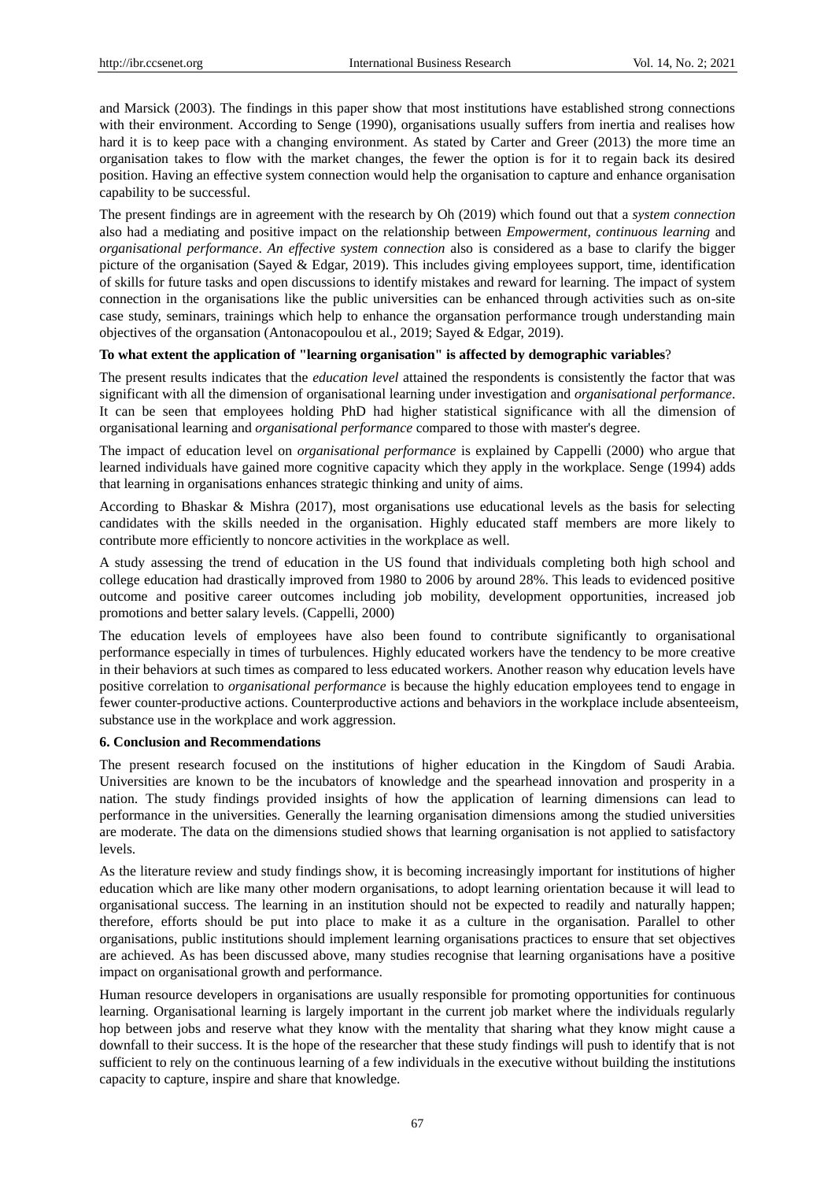and Marsick (2003). The findings in this paper show that most institutions have established strong connections with their environment. According to Senge (1990), organisations usually suffers from inertia and realises how hard it is to keep pace with a changing environment. As stated by Carter and Greer (2013) the more time an organisation takes to flow with the market changes, the fewer the option is for it to regain back its desired position. Having an effective system connection would help the organisation to capture and enhance organisation capability to be successful.

The present findings are in agreement with the research by Oh (2019) which found out that a *system connection* also had a mediating and positive impact on the relationship between *Empowerment*, *continuous learning* and *organisational performance*. *An effective system connection* also is considered as a base to clarify the bigger picture of the organisation (Sayed & Edgar, 2019). This includes giving employees support, time, identification of skills for future tasks and open discussions to identify mistakes and reward for learning. The impact of system connection in the organisations like the public universities can be enhanced through activities such as on-site case study, seminars, trainings which help to enhance the organsation performance trough understanding main objectives of the organsation (Antonacopoulou et al., 2019; Sayed & Edgar, 2019).

**To what extent the application of "learning organisation" is affected by demographic variables**?

The present results indicates that the *education level* attained the respondents is consistently the factor that was significant with all the dimension of organisational learning under investigation and *organisational performance*. It can be seen that employees holding PhD had higher statistical significance with all the dimension of organisational learning and *organisational performance* compared to those with master's degree.

The impact of education level on *organisational performance* is explained by Cappelli (2000) who argue that learned individuals have gained more cognitive capacity which they apply in the workplace. Senge (1994) adds that learning in organisations enhances strategic thinking and unity of aims.

According to Bhaskar & Mishra (2017), most organisations use educational levels as the basis for selecting candidates with the skills needed in the organisation. Highly educated staff members are more likely to contribute more efficiently to noncore activities in the workplace as well.

A study assessing the trend of education in the US found that individuals completing both high school and college education had drastically improved from 1980 to 2006 by around 28%. This leads to evidenced positive outcome and positive career outcomes including job mobility, development opportunities, increased job promotions and better salary levels. (Cappelli, 2000)

The education levels of employees have also been found to contribute significantly to organisational performance especially in times of turbulences. Highly educated workers have the tendency to be more creative in their behaviors at such times as compared to less educated workers. Another reason why education levels have positive correlation to *organisational performance* is because the highly education employees tend to engage in fewer counter-productive actions. Counterproductive actions and behaviors in the workplace include absenteeism, substance use in the workplace and work aggression.

## 6. Conclusion and Recommendations

The present research focused on the institutions of higher education in the Kingdom of Saudi Arabia. Universities are known to be the incubators of knowledge and the spearhead innovation and prosperity in a nation. The study findings provided insights of how the application of learning dimensions can lead to performance in the universities. Generally the learning organisation dimensions among the studied universities are moderate. The data on the dimensions studied shows that learning organisation is not applied to satisfactory levels.

As the literature review and study findings show, it is becoming increasingly important for institutions of higher education which are like many other modern organisations, to adopt learning orientation because it will lead to organisational success. The learning in an institution should not be expected to readily and naturally happen; therefore, efforts should be put into place to make it as a culture in the organisation. Parallel to other organisations, public institutions should implement learning organisations practices to ensure that set objectives are achieved. As has been discussed above, many studies recognise that learning organisations have a positive impact on organisational growth and performance.

Human resource developers in organisations are usually responsible for promoting opportunities for continuous learning. Organisational learning is largely important in the current job market where the individuals regularly hop between jobs and reserve what they know with the mentality that sharing what they know might cause a downfall to their success. It is the hope of the researcher that these study findings will push to identify that is not sufficient to rely on the continuous learning of a few individuals in the executive without building the institutions capacity to capture, inspire and share that knowledge.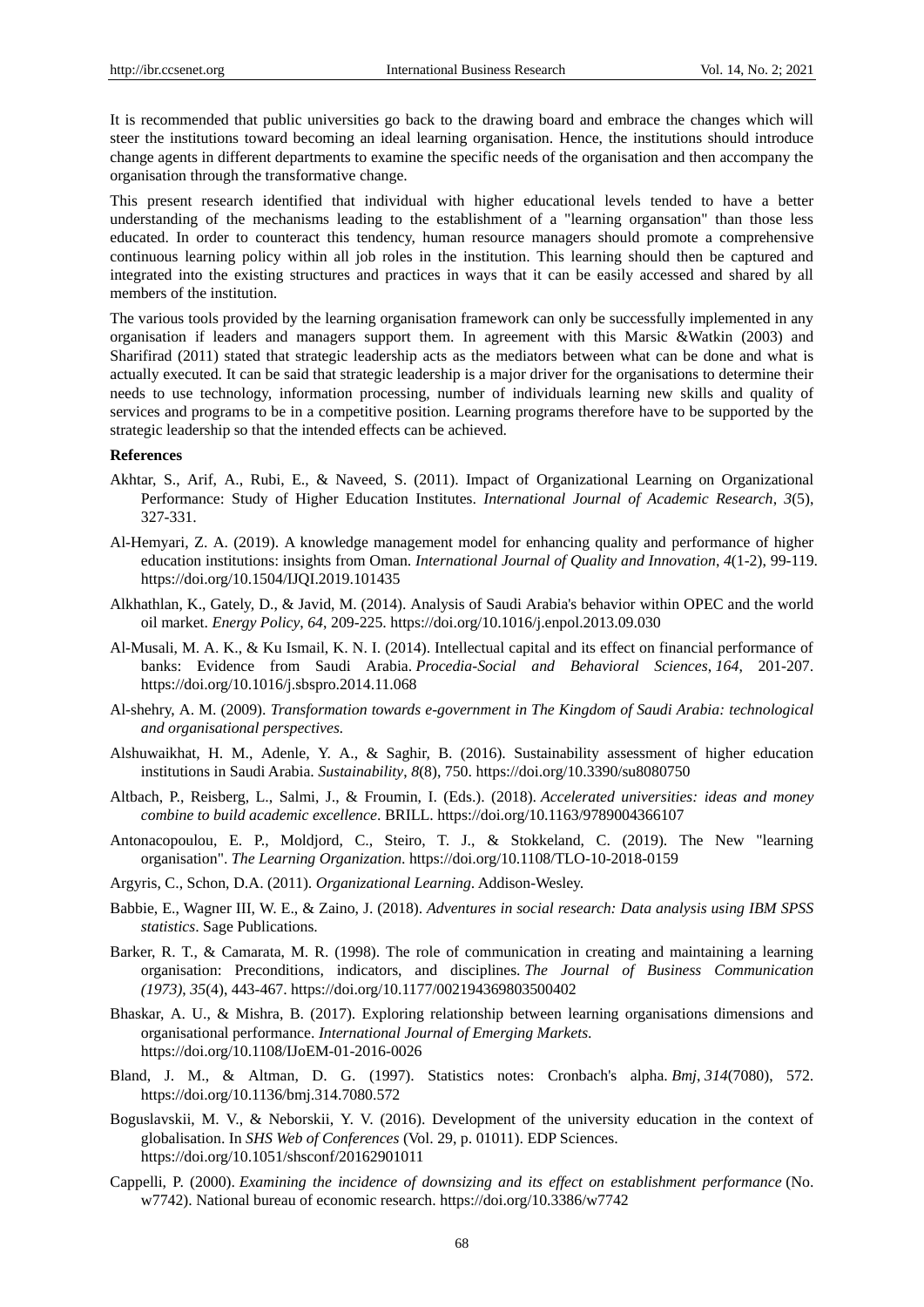It is recommended that public universities go back to the drawing board and embrace the changes which will steer the institutions toward becoming an ideal learning organisation. Hence, the institutions should introduce change agents in different departments to examine the specific needs of the organisation and then accompany the organisation through the transformative change.

This present research identified that individual with higher educational levels tended to have a better understanding of the mechanisms leading to the establishment of a "learning organsation" than those less educated. In order to counteract this tendency, human resource managers should promote a comprehensive continuous learning policy within all job roles in the institution. This learning should then be captured and integrated into the existing structures and practices in ways that it can be easily accessed and shared by all members of the institution.

The various tools provided by the learning organisation framework can only be successfully implemented in any organisation if leaders and managers support them. In agreement with this Marsic &Watkin (2003) and Sharifirad (2011) stated that strategic leadership acts as the mediators between what can be done and what is actually executed. It can be said that strategic leadership is a major driver for the organisations to determine their needs to use technology, information processing, number of individuals learning new skills and quality of services and programs to be in a competitive position. Learning programs therefore have to be supported by the strategic leadership so that the intended effects can be achieved.

**References**

Akhtar, S., Arif, A., Rubi, E., & Naveed, S. (2011). Impact of Organizational Learning on Organizational Performance: Study of Higher Education Institutes. *International Journal of Academic Research, 3*(5), 327-331.

Al-Hemyari, Z. A. (2019). A knowledge management model for enhancing quality and performance of higher education institutions: insights from Oman. *International Journal of Quality and Innovation*, *4*(1-2), 99-119. https://doi.org/10.1504/IJQI.2019.101435

Alkhathlan, K., Gately, D., & Javid, M. (2014). Analysis of Saudi Arabia's behavior within OPEC and the world oil market. *Energy Policy*, *64*, 209-225. https://doi.org/10.1016/j.enpol.2013.09.030

Al-Musali, M. A. K., & Ku Ismail, K. N. I. (2014). Intellectual capital and its effect on financial performance of banks: Evidence from Saudi Arabia. *Procedia-Social and Behavioral Sciences*, *164*, 201-207. https://doi.org/10.1016/j.sbspro.2014.11.068

Al-shehry, A. M. (2009). *Transformation towards e-government in The Kingdom of Saudi Arabia: technological and organisational perspectives.*

Alshuwaikhat, H. M., Adenle, Y. A., & Saghir, B. (2016). Sustainability assessment of higher education institutions in Saudi Arabia. *Sustainability*, *8*(8), 750. https://doi.org/10.3390/su8080750

Altbach, P., Reisberg, L., Salmi, J., & Froumin, I. (Eds.). (2018). *Accelerated universities: ideas and money combine to build academic excellence*. BRILL. https://doi.org/10.1163/9789004366107

Antonacopoulou, E. P., Moldjord, C., Steiro, T. J., & Stokkeland, C. (2019). The New "learning organisation". *The Learning Organization*. https://doi.org/10.1108/TLO-10-2018-0159

Argyris, C., Schon, D.A. (2011). *Organizational Learning*. Addison-Wesley.

Babbie, E., Wagner III, W. E., & Zaino, J. (2018). *Adventures in social research: Data analysis using IBM SPSS statistics*. Sage Publications.

Barker, R. T., & Camarata, M. R. (1998). The role of communication in creating and maintaining a learning organisation: Preconditions, indicators, and disciplines. *The Journal of Business Communication (1973)*, *35*(4), 443-467. https://doi.org/10.1177/002194369803500402

Bhaskar, A. U., & Mishra, B. (2017). Exploring relationship between learning organisations dimensions and organisational performance. *International Journal of Emerging Markets*. https://doi.org/10.1108/IJoEM-01-2016-0026

Bland, J. M., & Altman, D. G. (1997). Statistics notes: Cronbach's alpha. *Bmj*, *314*(7080), 572. https://doi.org/10.1136/bmj.314.7080.572

Boguslavskii, M. V., & Neborskii, Y. V. (2016). Development of the university education in the context of globalisation. In *SHS Web of Conferences* (Vol. 29, p. 01011). EDP Sciences. https://doi.org/10.1051/shsconf/20162901011

Cappelli, P. (2000). *Examining the incidence of downsizing and its effect on establishment performance* (No. w7742). National bureau of economic research. https://doi.org/10.3386/w7742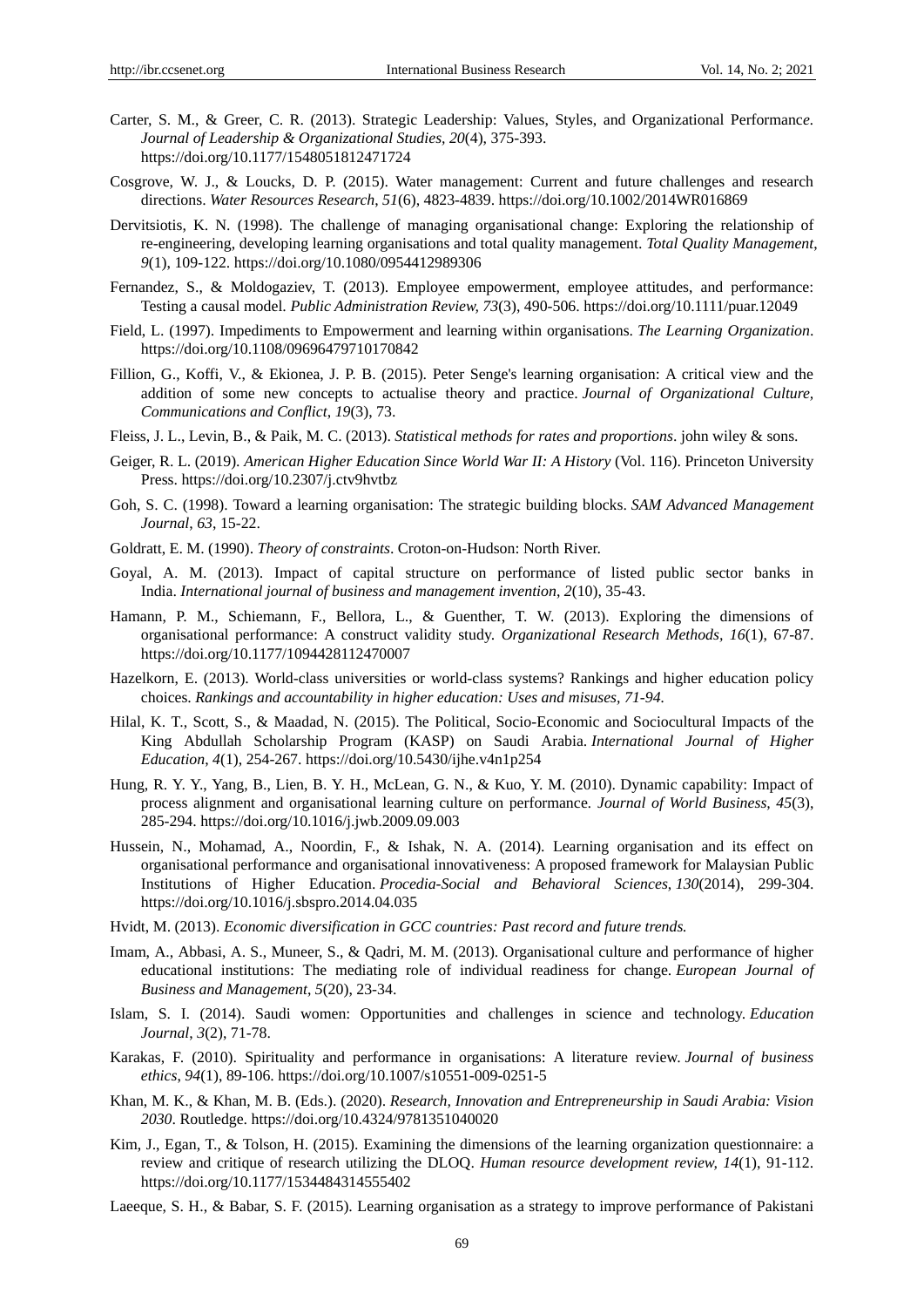Carter, S. M., & Greer, C. R. (2013). Strategic Leadership: Values, Styles, and Organizational Performance. *Journal of Leadership & Organizational Studies, 20*(4), 375-393. https://doi.org/10.1177/1548051812471724

Cosgrove, W. J., & Loucks, D. P. (2015). Water management: Current and future challenges and research directions. *Water Resources Research*, *51*(6), 4823-4839. https://doi.org/10.1002/2014WR016869

Dervitsiotis, K. N. (1998). The challenge of managing organisational change: Exploring the relationship of re-engineering, developing learning organisations and total quality management. *Total Quality Management*, *9*(1), 109-122. https://doi.org/10.1080/0954412989306

Fernandez, S., & Moldogaziev, T. (2013). Employee empowerment, employee attitudes, and performance: Testing a causal model. *Public Administration Review, 73*(3), 490-506. https://doi.org/10.1111/puar.12049

Field, L. (1997). Impediments to Empowerment and learning within organisations. *The Learning Organization*. https://doi.org/10.1108/09696479710170842

Fillion, G., Koffi, V., & Ekionea, J. P. B. (2015). Peter Senge's learning organisation: A critical view and the addition of some new concepts to actualise theory and practice. *Journal of Organizational Culture, Communications and Conflict*, *19*(3), 73.

Fleiss, J. L., Levin, B., & Paik, M. C. (2013). *Statistical methods for rates and proportions*. john wiley & sons.

Geiger, R. L. (2019). *American Higher Education Since World War II: A History* (Vol. 116). Princeton University Press. https://doi.org/10.2307/j.ctv9hvtbz

Goh, S. C. (1998). Toward a learning organisation: The strategic building blocks. *SAM Advanced Management Journal*, *63*, 15-22.

Goldratt, E. M. (1990). *Theory of constraints*. Croton-on-Hudson: North River.

Goyal, A. M. (2013). Impact of capital structure on performance of listed public sector banks in India. *International journal of business and management invention*, *2*(10), 35-43.

Hamann, P. M., Schiemann, F., Bellora, L., & Guenther, T. W. (2013). Exploring the dimensions of organisational performance: A construct validity study. *Organizational Research Methods, 16*(1), 67-87. https://doi.org/10.1177/1094428112470007

Hazelkorn, E. (2013). World-class universities or world-class systems? Rankings and higher education policy choices. *Rankings and accountability in higher education: Uses and misuses, 71-94.*

Hilal, K. T., Scott, S., & Maadad, N. (2015). The Political, Socio-Economic and Sociocultural Impacts of the King Abdullah Scholarship Program (KASP) on Saudi Arabia. *International Journal of Higher Education*, *4*(1), 254-267. https://doi.org/10.5430/ijhe.v4n1p254

Hung, R. Y. Y., Yang, B., Lien, B. Y. H., McLean, G. N., & Kuo, Y. M. (2010). Dynamic capability: Impact of process alignment and organisational learning culture on performance. *Journal of World Business, 45*(3), 285-294. https://doi.org/10.1016/j.jwb.2009.09.003

Hussein, N., Mohamad, A., Noordin, F., & Ishak, N. A. (2014). Learning organisation and its effect on organisational performance and organisational innovativeness: A proposed framework for Malaysian Public Institutions of Higher Education. *Procedia-Social and Behavioral Sciences*, *130*(2014), 299-304. https://doi.org/10.1016/j.sbspro.2014.04.035

Hvidt, M. (2013). *Economic diversification in GCC countries: Past record and future trends.*

Imam, A., Abbasi, A. S., Muneer, S., & Qadri, M. M. (2013). Organisational culture and performance of higher educational institutions: The mediating role of individual readiness for change. *European Journal of Business and Management*, *5*(20), 23-34.

Islam, S. I. (2014). Saudi women: Opportunities and challenges in science and technology. *Education Journal*, *3*(2), 71-78.

Karakas, F. (2010). Spirituality and performance in organisations: A literature review. *Journal of business ethics*, *94*(1), 89-106. https://doi.org/10.1007/s10551-009-0251-5

Khan, M. K., & Khan, M. B. (Eds.). (2020). *Research, Innovation and Entrepreneurship in Saudi Arabia: Vision 2030*. Routledge. https://doi.org/10.4324/9781351040020

Kim, J., Egan, T., & Tolson, H. (2015). Examining the dimensions of the learning organization questionnaire: a review and critique of research utilizing the DLOQ. *Human resource development review, 14*(1), 91-112. https://doi.org/10.1177/1534484314555402

Laeeque, S. H., & Babar, S. F. (2015). Learning organisation as a strategy to improve performance of Pakistani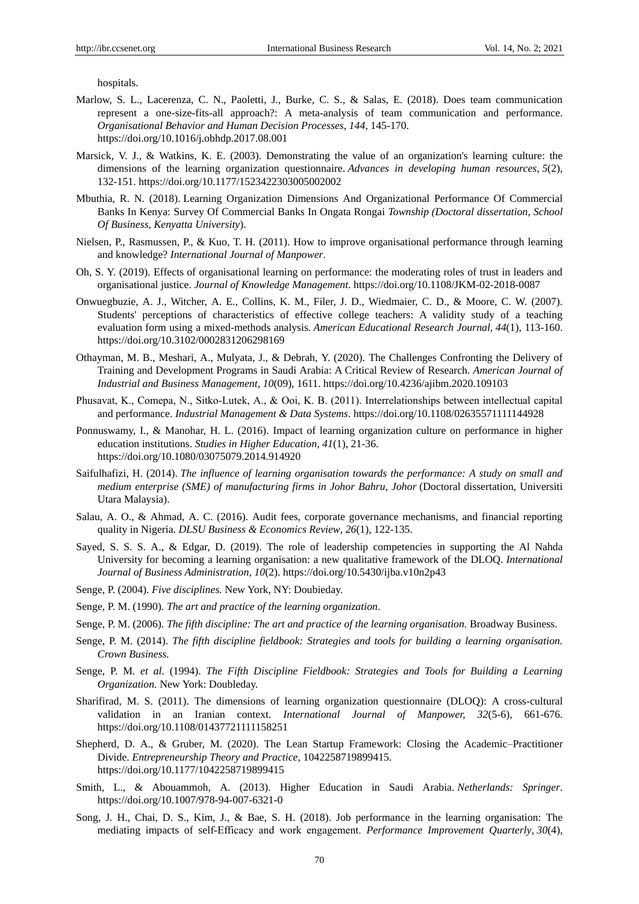hospitals.

Marlow, S. L., Lacerenza, C. N., Paoletti, J., Burke, C. S., & Salas, E. (2018). Does team communication represent a one-size-fits-all approach?: A meta-analysis of team communication and performance. *Organisational Behavior and Human Decision Processes*, *144*, 145-170. https://doi.org/10.1016/j.obhdp.2017.08.001

Marsick, V. J., & Watkins, K. E. (2003). Demonstrating the value of an organization's learning culture: the dimensions of the learning organization questionnaire. *Advances in developing human resources*, *5*(2), 132-151. https://doi.org/10.1177/1523422303005002002

Mbuthia, R. N. (2018). Learning Organization Dimensions And Organizational Performance Of Commercial Banks In Kenya: Survey Of Commercial Banks In Ongata Rongai *Township (Doctoral dissertation, School Of Business, Kenyatta University*).

Nielsen, P., Rasmussen, P., & Kuo, T. H. (2011). How to improve organisational performance through learning and knowledge? *International Journal of Manpower*.

Oh, S. Y. (2019). Effects of organisational learning on performance: the moderating roles of trust in leaders and organisational justice. *Journal of Knowledge Management*. https://doi.org/10.1108/JKM-02-2018-0087

Onwuegbuzie, A. J., Witcher, A. E., Collins, K. M., Filer, J. D., Wiedmaier, C. D., & Moore, C. W. (2007). Students' perceptions of characteristics of effective college teachers: A validity study of a teaching evaluation form using a mixed-methods analysis. *American Educational Research Journal, 44*(1), 113-160. https://doi.org/10.3102/0002831206298169

Othayman, M. B., Meshari, A., Mulyata, J., & Debrah, Y. (2020). The Challenges Confronting the Delivery of Training and Development Programs in Saudi Arabia: A Critical Review of Research. *American Journal of Industrial and Business Management, 10*(09), 1611. https://doi.org/10.4236/ajibm.2020.109103

Phusavat, K., Comepa, N., Sitko-Lutek, A., & Ooi, K. B. (2011). Interrelationships between intellectual capital and performance. *Industrial Management & Data Systems*. https://doi.org/10.1108/02635571111144928

Ponnuswamy, I., & Manohar, H. L. (2016). Impact of learning organization culture on performance in higher education institutions. *Studies in Higher Education, 41*(1), 21-36. https://doi.org/10.1080/03075079.2014.914920

Saifulhafizi, H. (2014). *The influence of learning organisation towards the performance: A study on small and medium enterprise (SME) of manufacturing firms in Johor Bahru, Johor* (Doctoral dissertation, Universiti Utara Malaysia).

Salau, A. O., & Ahmad, A. C. (2016). Audit fees, corporate governance mechanisms, and financial reporting quality in Nigeria. *DLSU Business & Economics Review*, *26*(1), 122-135.

Sayed, S. S. S. A., & Edgar, D. (2019). The role of leadership competencies in supporting the Al Nahda University for becoming a learning organisation: a new qualitative framework of the DLOQ. *International Journal of Business Administration*, *10*(2). https://doi.org/10.5430/ijba.v10n2p43

Senge, P. (2004). *Five disciplines.* New York, NY: Doubieday.

Senge, P. M. (1990). *The art and practice of the learning organization*.

Senge, P. M. (2006). *The fifth discipline: The art and practice of the learning organisation.* Broadway Business.

Senge, P. M. (2014). *The fifth discipline fieldbook: Strategies and tools for building a learning organisation. Crown Business.*

Senge, P. M. *et al*. (1994). *The Fifth Discipline Fieldbook: Strategies and Tools for Building a Learning Organization.* New York: Doubleday.

Sharifirad, M. S. (2011). The dimensions of learning organization questionnaire (DLOQ): A cross-cultural validation in an Iranian context. *International Journal of Manpower, 32*(5-6), 661-676. https://doi.org/10.1108/01437721111158251

Shepherd, D. A., & Gruber, M. (2020). The Lean Startup Framework: Closing the Academic–Practitioner Divide. *Entrepreneurship Theory and Practice*, 1042258719899415. https://doi.org/10.1177/1042258719899415

Smith, L., & Abouammoh, A. (2013). Higher Education in Saudi Arabia. *Netherlands: Springer*. https://doi.org/10.1007/978-94-007-6321-0

Song, J. H., Chai, D. S., Kim, J., & Bae, S. H. (2018). Job performance in the learning organisation: The mediating impacts of self-Efficacy and work engagement. *Performance Improvement Quarterly, 30*(4),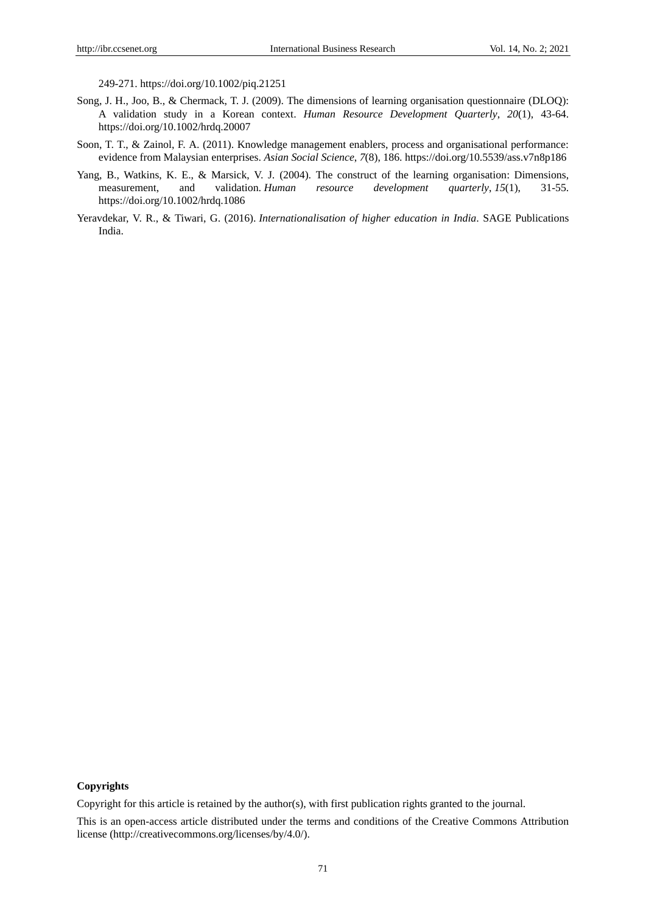249-271. https://doi.org/10.1002/piq.21251

Song, J. H., Joo, B., & Chermack, T. J. (2009). The dimensions of learning organisation questionnaire (DLOQ): A validation study in a Korean context. *Human Resource Development Quarterly*, *20*(1), 43-64. https://doi.org/10.1002/hrdq.20007

Soon, T. T., & Zainol, F. A. (2011). Knowledge management enablers, process and organisational performance: evidence from Malaysian enterprises. *Asian Social Science*, *7*(8), 186. https://doi.org/10.5539/ass.v7n8p186

Yang, B., Watkins, K. E., & Marsick, V. J. (2004). The construct of the learning organisation: Dimensions, measurement, and validation. *Human resource development quarterly*, *15*(1), 31-55. https://doi.org/10.1002/hrdq.1086

Yeravdekar, V. R., & Tiwari, G. (2016). *Internationalisation of higher education in India*. SAGE Publications India.

**Copyrights**

Copyright for this article is retained by the author(s), with first publication rights granted to the journal.

This is an open-access article distributed under the terms and conditions of the Creative Commons Attribution license (http://creativecommons.org/licenses/by/4.0/).